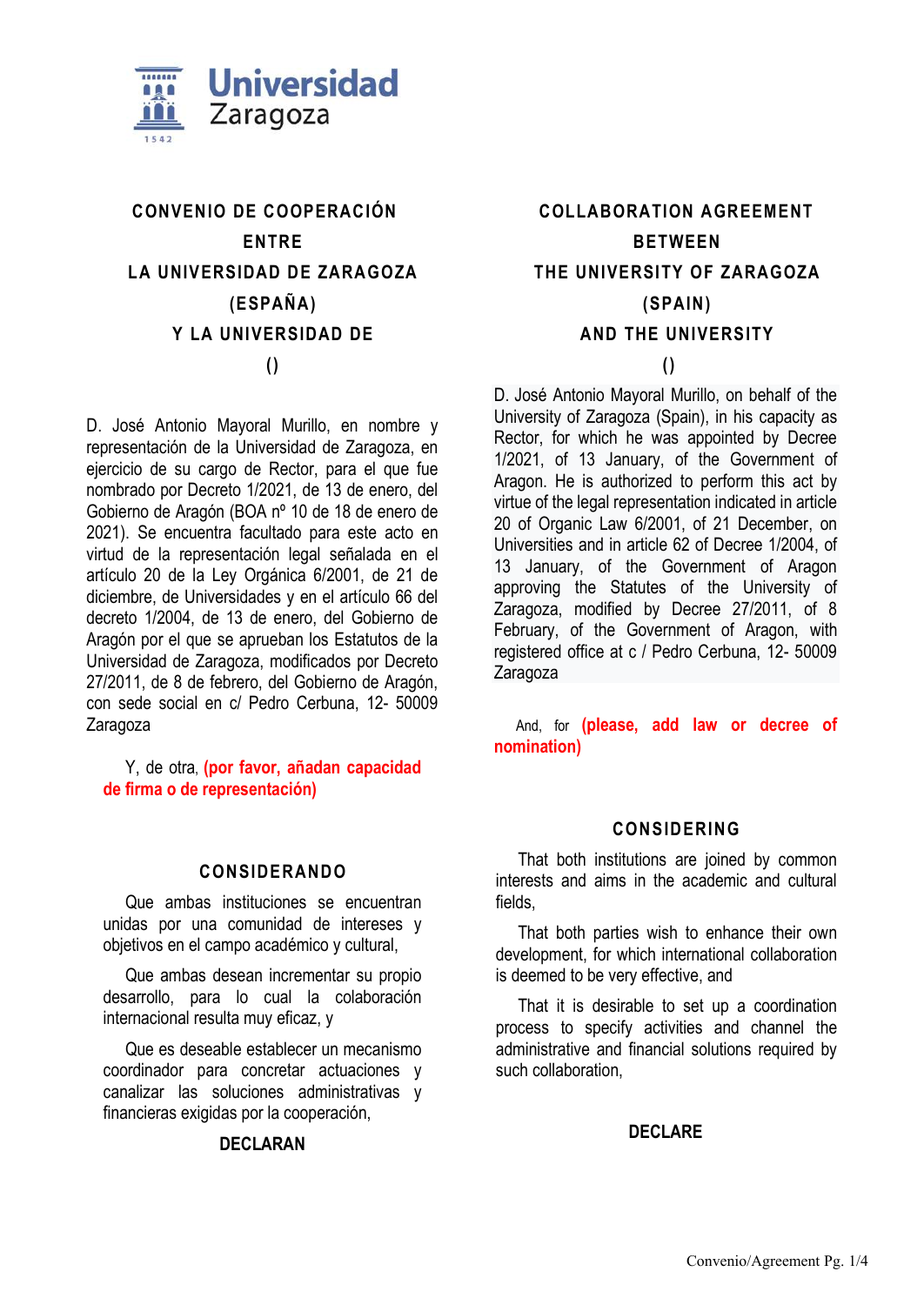Universidad Zaragoza

# CONVENIO DE COOPERACIÓN ENTRE LA UNIVERSIDAD DE ZARAGOZA (ESPAÑA) Y LA UNIVERSIDAD DE ()

D. José Antonio Mayoral Murillo, en nombre y representación de la Universidad de Zaragoza, en ejercicio de su cargo de Rector, para el que fue nombrado por Decreto 1/2021, de 13 de enero, del Gobierno de Aragón (BOA nº 10 de 18 de enero de 2021). Se encuentra facultado para este acto en virtud de la representación legal señalada en el artículo 20 de la Ley Orgánica 6/2001, de 21 de diciembre, de Universidades y en el artículo 66 del decreto 1/2004, de 13 de enero, del Gobierno de Aragón por el que se aprueban los Estatutos de la Universidad de Zaragoza, modificados por Decreto 27/2011, de 8 de febrero, del Gobierno de Aragón, con sede social en c/ Pedro Cerbuna, 12- 50009 Zaragoza

Y, de otra, **(por favor, añadan capacidad de firma o de representación)**

## CONSIDERANDO

Que ambas instituciones se encuentran unidas por una comunidad de intereses y objetivos en el campo académico y cultural,

Que ambas desean incrementar su propio desarrollo, para lo cual la colaboración internacional resulta muy eficaz, y

Que es deseable establecer un mecanismo coordinador para concretar actuaciones y canalizar las soluciones administrativas y financieras exigidas por la cooperación,

## DECLARAN

# COLLABORATION AGREEMENT BETWEEN THE UNIVERSITY OF ZARAGOZA (SPAIN) AND THE UNIVERSITY ()

D. José Antonio Mayoral Murillo, on behalf of the University of Zaragoza (Spain), in his capacity as Rector, for which he was appointed by Decree 1/2021, of 13 January, of the Government of Aragon. He is authorized to perform this act by virtue of the legal representation indicated in article 20 of Organic Law 6/2001, of 21 December, on Universities and in article 62 of Decree 1/2004, of 13 January, of the Government of Aragon approving the Statutes of the University of Zaragoza, modified by Decree 27/2011, of 8 February, of the Government of Aragon, with registered office at c / Pedro Cerbuna, 12- 50009 Zaragoza

And, for **(please, add law or decree of nomination)**

## CONSIDERING

That both institutions are joined by common interests and aims in the academic and cultural fields,

That both parties wish to enhance their own development, for which international collaboration is deemed to be very effective, and

That it is desirable to set up a coordination process to specify activities and channel the administrative and financial solutions required by such collaboration,

## DECLARE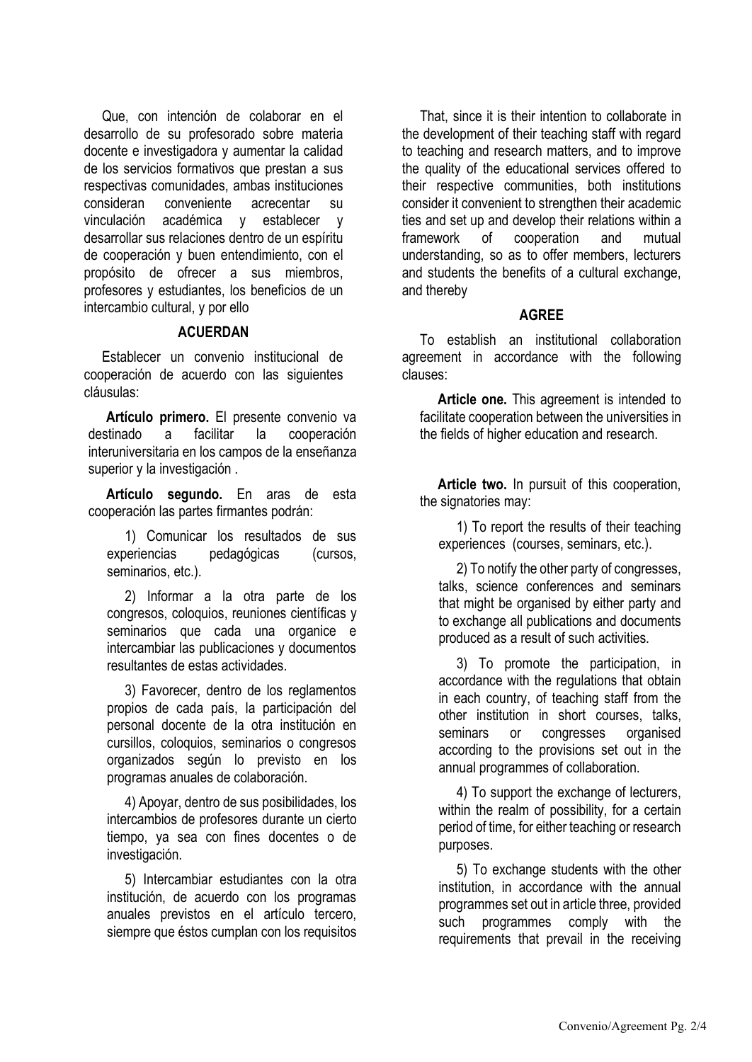Que, con intención de colaborar en el desarrollo de su profesorado sobre materia docente e investigadora y aumentar la calidad de los servicios formativos que prestan a sus respectivas comunidades, ambas instituciones consideran conveniente acrecentar su vinculación académica y establecer y desarrollar sus relaciones dentro de un espíritu de cooperación y buen entendimiento, con el propósito de ofrecer a sus miembros, profesores y estudiantes, los beneficios de un intercambio cultural, y por ello

**ACUERDAN**

Establecer un convenio institucional de cooperación de acuerdo con las siguientes cláusulas:

**Artículo primero.** El presente convenio va destinado a facilitar la cooperación interuniversitaria en los campos de la enseñanza superior y la investigación .

**Artículo segundo.** En aras de esta cooperación las partes firmantes podrán:

1) Comunicar los resultados de sus experiencias pedagógicas (cursos, seminarios, etc.).

2) Informar a la otra parte de los congresos, coloquios, reuniones científicas y seminarios que cada una organice e intercambiar las publicaciones y documentos resultantes de estas actividades.

3) Favorecer, dentro de los reglamentos propios de cada país, la participación del personal docente de la otra institución en cursillos, coloquios, seminarios o congresos organizados según lo previsto en los programas anuales de colaboración.

4) Apoyar, dentro de sus posibilidades, los intercambios de profesores durante un cierto tiempo, ya sea con fines docentes o de investigación.

5) Intercambiar estudiantes con la otra institución, de acuerdo con los programas anuales previstos en el artículo tercero, siempre que éstos cumplan con los requisitos

That, since it is their intention to collaborate in the development of their teaching staff with regard to teaching and research matters, and to improve the quality of the educational services offered to their respective communities, both institutions consider it convenient to strengthen their academic ties and set up and develop their relations within a framework of cooperation and mutual understanding, so as to offer members, lecturers and students the benefits of a cultural exchange, and thereby

**AGREE**

To establish an institutional collaboration agreement in accordance with the following clauses:

**Article one.** This agreement is intended to facilitate cooperation between the universities in the fields of higher education and research.

**Article two.** In pursuit of this cooperation, the signatories may:

1) To report the results of their teaching experiences (courses, seminars, etc.).

2) To notify the other party of congresses, talks, science conferences and seminars that might be organised by either party and to exchange all publications and documents produced as a result of such activities.

3) To promote the participation, in accordance with the regulations that obtain in each country, of teaching staff from the other institution in short courses, talks, seminars or congresses organised according to the provisions set out in the annual programmes of collaboration.

4) To support the exchange of lecturers, within the realm of possibility, for a certain period of time, for either teaching or research purposes.

5) To exchange students with the other institution, in accordance with the annual programmes set out in article three, provided such programmes comply with the requirements that prevail in the receiving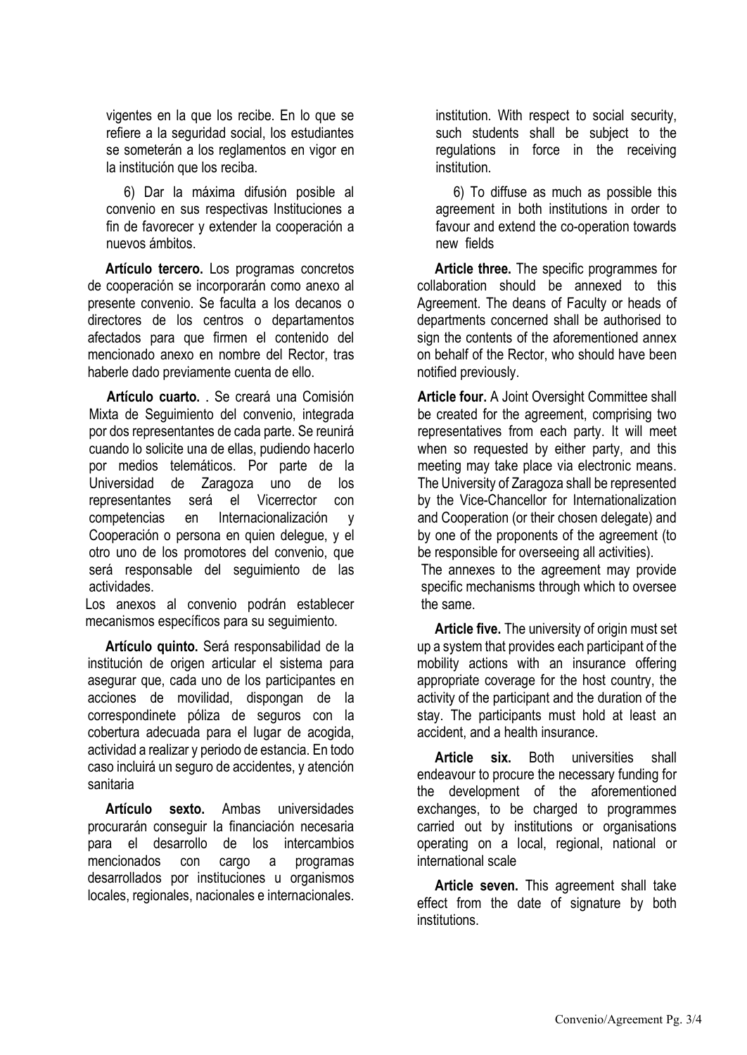vigentes en la que los recibe. En lo que se refiere a la seguridad social, los estudiantes se someterán a los reglamentos en vigor en la institución que los reciba.

6) Dar la máxima difusión posible al convenio en sus respectivas Instituciones a fin de favorecer y extender la cooperación a nuevos ámbitos.

**Artículo tercero.** Los programas concretos de cooperación se incorporarán como anexo al presente convenio. Se faculta a los decanos o directores de los centros o departamentos afectados para que firmen el contenido del mencionado anexo en nombre del Rector, tras haberle dado previamente cuenta de ello.

**Artículo cuarto.** . Se creará una Comisión Mixta de Seguimiento del convenio, integrada por dos representantes de cada parte. Se reunirá cuando lo solicite una de ellas, pudiendo hacerlo por medios telemáticos. Por parte de la Universidad de Zaragoza uno de los representantes será el Vicerrector con competencias en Internacionalización y Cooperación o persona en quien delegue, y el otro uno de los promotores del convenio, que será responsable del seguimiento de las actividades.

Los anexos al convenio podrán establecer mecanismos específicos para su seguimiento.

**Artículo quinto.** Será responsabilidad de la institución de origen articular el sistema para asegurar que, cada uno de los participantes en acciones de movilidad, dispongan de la correspondinete póliza de seguros con la cobertura adecuada para el lugar de acogida, actividad a realizar y periodo de estancia. En todo caso incluirá un seguro de accidentes, y atención sanitaria

**Artículo sexto.** Ambas universidades procurarán conseguir la financiación necesaria para el desarrollo de los intercambios mencionados con cargo a programas desarrollados por instituciones u organismos locales, regionales, nacionales e internacionales.

institution. With respect to social security, such students shall be subject to the regulations in force in the receiving institution.

6) To diffuse as much as possible this agreement in both institutions in order to favour and extend the co-operation towards new fields

**Article three.** The specific programmes for collaboration should be annexed to this Agreement. The deans of Faculty or heads of departments concerned shall be authorised to sign the contents of the aforementioned annex on behalf of the Rector, who should have been notified previously.

**Article four.** A Joint Oversight Committee shall be created for the agreement, comprising two representatives from each party. It will meet when so requested by either party, and this meeting may take place via electronic means. The University of Zaragoza shall be represented by the Vice-Chancellor for Internationalization and Cooperation (or their chosen delegate) and by one of the proponents of the agreement (to be responsible for overseeing all activities).

The annexes to the agreement may provide specific mechanisms through which to oversee the same.

**Article five.** The university of origin must set up a system that provides each participant of the mobility actions with an insurance offering appropriate coverage for the host country, the activity of the participant and the duration of the stay. The participants must hold at least an accident, and a health insurance.

**Article six.** Both universities shall endeavour to procure the necessary funding for the development of the aforementioned exchanges, to be charged to programmes carried out by institutions or organisations operating on a local, regional, national or international scale

**Article seven.** This agreement shall take effect from the date of signature by both institutions.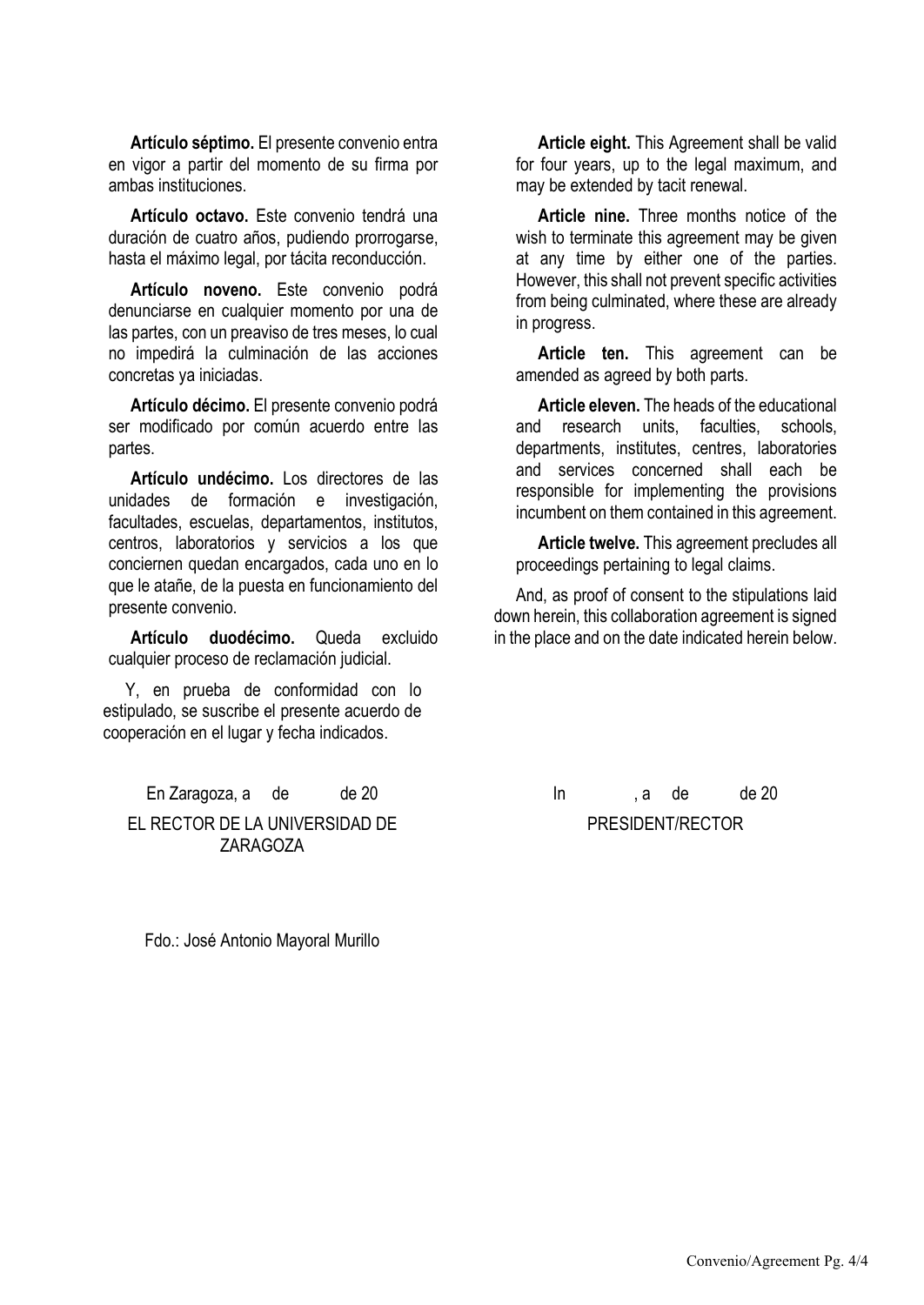**Artículo séptimo.** El presente convenio entra en vigor a partir del momento de su firma por ambas instituciones.

**Artículo octavo.** Este convenio tendrá una duración de cuatro años, pudiendo prorrogarse, hasta el máximo legal, por tácita reconducción.

**Artículo noveno.** Este convenio podrá denunciarse en cualquier momento por una de las partes, con un preaviso de tres meses, lo cual no impedirá la culminación de las acciones concretas ya iniciadas.

**Artículo décimo.** El presente convenio podrá ser modificado por común acuerdo entre las partes.

**Artículo undécimo.** Los directores de las unidades de formación e investigación, facultades, escuelas, departamentos, institutos, centros, laboratorios y servicios a los que conciernen quedan encargados, cada uno en lo que le atañe, de la puesta en funcionamiento del presente convenio.

**Artículo duodécimo.** Queda excluido cualquier proceso de reclamación judicial.

Y, en prueba de conformidad con lo estipulado, se suscribe el presente acuerdo de cooperación en el lugar y fecha indicados.

**Article eight.** This Agreement shall be valid for four years, up to the legal maximum, and may be extended by tacit renewal.

**Article nine.** Three months notice of the wish to terminate this agreement may be given at any time by either one of the parties. However, this shall not prevent specific activities from being culminated, where these are already in progress.

**Article ten.** This agreement can be amended as agreed by both parts.

**Article eleven.** The heads of the educational and research units, faculties, schools, departments, institutes, centres, laboratories and services concerned shall each be responsible for implementing the provisions incumbent on them contained in this agreement.

**Article twelve.** This agreement precludes all proceedings pertaining to legal claims.

And, as proof of consent to the stipulations laid down herein, this collaboration agreement is signed in the place and on the date indicated herein below.

En Zaragoza, a de de 20

EL RECTOR DE LA UNIVERSIDAD DE ZARAGOZA

Fdo.: José Antonio Mayoral Murillo

In , a de de 20

PRESIDENT/RECTOR